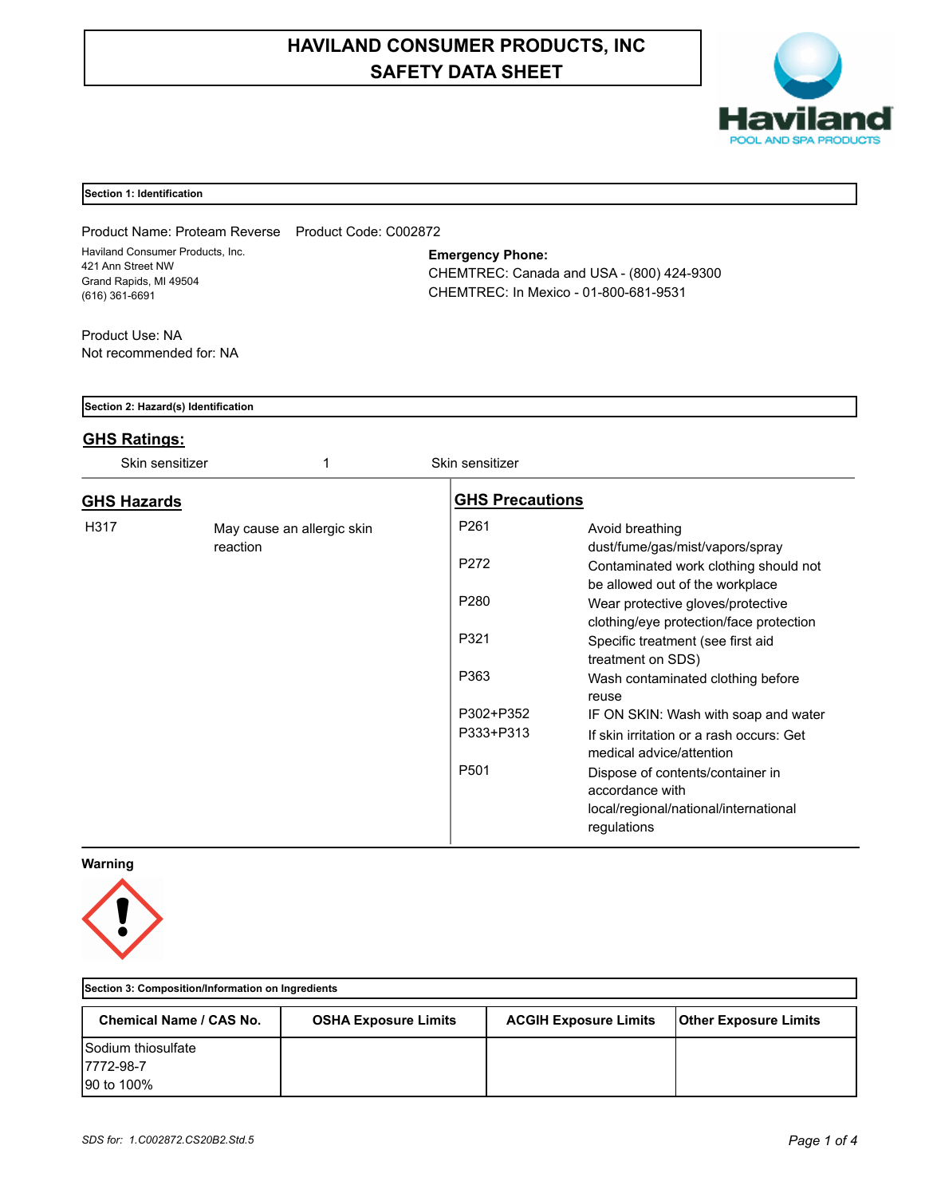# HAVILAND CONSUMER PRODUCTS, INC
# SAFETY DATA SHEET

Haviland
POOL AND SPA PRODUCTS

## Section 1: Identification

Product Name: Proteam Reverse    Product Code: C002872

Haviland Consumer Products, Inc.
421 Ann Street NW
Grand Rapids, MI 49504
(616) 361-6691

**Emergency Phone:**
CHEMTREC: Canada and USA - (800) 424-9300
CHEMTREC: In Mexico - 01-800-681-9531

Product Use: NA
Not recommended for: NA

## Section 2: Hazard(s) Identification

### GHS Ratings:

| | | |
|---|---|---|
| Skin sensitizer | 1 | Skin sensitizer |

### GHS Hazards

| | |
|---|---|
| H317 | May cause an allergic skin reaction |

### GHS Precautions

| | |
|---|---|
| P261 | Avoid breathing dust/fume/gas/mist/vapors/spray |
| P272 | Contaminated work clothing should not be allowed out of the workplace |
| P280 | Wear protective gloves/protective clothing/eye protection/face protection |
| P321 | Specific treatment (see first aid treatment on SDS) |
| P363 | Wash contaminated clothing before reuse |
| P302+P352 | IF ON SKIN: Wash with soap and water |
| P333+P313 | If skin irritation or a rash occurs: Get medical advice/attention |
| P501 | Dispose of contents/container in accordance with local/regional/national/international regulations |

**Warning**

## Section 3: Composition/Information on Ingredients

| Chemical Name / CAS No. | OSHA Exposure Limits | ACGIH Exposure Limits | Other Exposure Limits |
|---|---|---|---|
| Sodium thiosulfate<br>7772-98-7<br>90 to 100% | | | |

*SDS for: 1.C002872.CS20B2.Std.5*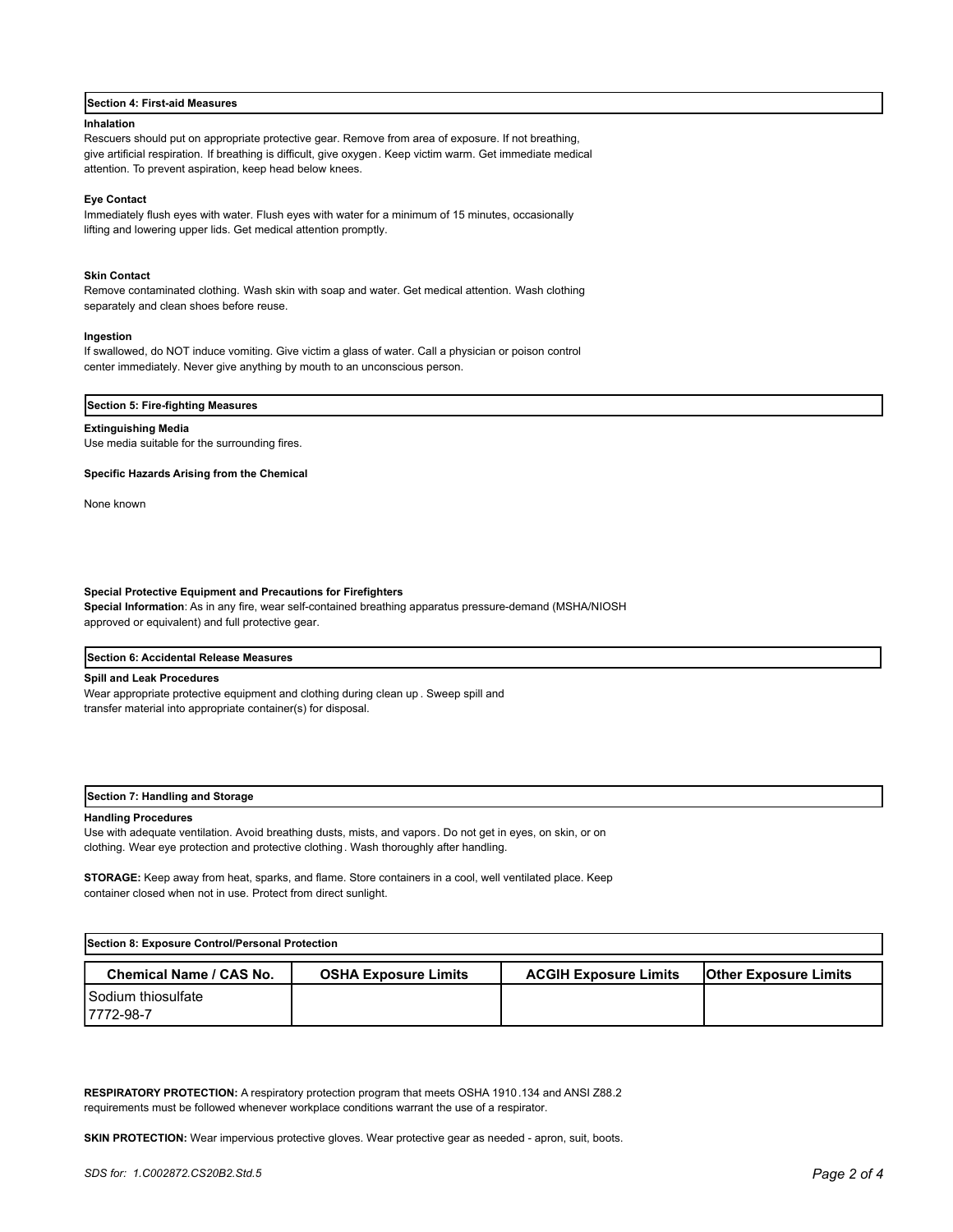## Section 4: First-aid Measures

**Inhalation**

Rescuers should put on appropriate protective gear. Remove from area of exposure. If not breathing, give artificial respiration. If breathing is difficult, give oxygen. Keep victim warm. Get immediate medical attention. To prevent aspiration, keep head below knees.

**Eye Contact**

Immediately flush eyes with water. Flush eyes with water for a minimum of 15 minutes, occasionally lifting and lowering upper lids. Get medical attention promptly.

**Skin Contact**

Remove contaminated clothing. Wash skin with soap and water. Get medical attention. Wash clothing separately and clean shoes before reuse.

**Ingestion**

If swallowed, do NOT induce vomiting. Give victim a glass of water. Call a physician or poison control center immediately. Never give anything by mouth to an unconscious person.

## Section 5: Fire-fighting Measures

**Extinguishing Media**

Use media suitable for the surrounding fires.

**Specific Hazards Arising from the Chemical**

None known

**Special Protective Equipment and Precautions for Firefighters**

**Special Information**: As in any fire, wear self-contained breathing apparatus pressure-demand (MSHA/NIOSH approved or equivalent) and full protective gear.

## Section 6: Accidental Release Measures

**Spill and Leak Procedures**

Wear appropriate protective equipment and clothing during clean up. Sweep spill and transfer material into appropriate container(s) for disposal.

## Section 7: Handling and Storage

**Handling Procedures**

Use with adequate ventilation. Avoid breathing dusts, mists, and vapors. Do not get in eyes, on skin, or on clothing. Wear eye protection and protective clothing. Wash thoroughly after handling.

**STORAGE:** Keep away from heat, sparks, and flame. Store containers in a cool, well ventilated place. Keep container closed when not in use. Protect from direct sunlight.

## Section 8: Exposure Control/Personal Protection

| Chemical Name / CAS No. | OSHA Exposure Limits | ACGIH Exposure Limits | Other Exposure Limits |
|---|---|---|---|
| Sodium thiosulfate<br>7772-98-7 | | | |

**RESPIRATORY PROTECTION:** A respiratory protection program that meets OSHA 1910.134 and ANSI Z88.2 requirements must be followed whenever workplace conditions warrant the use of a respirator.

**SKIN PROTECTION:** Wear impervious protective gloves. Wear protective gear as needed - apron, suit, boots.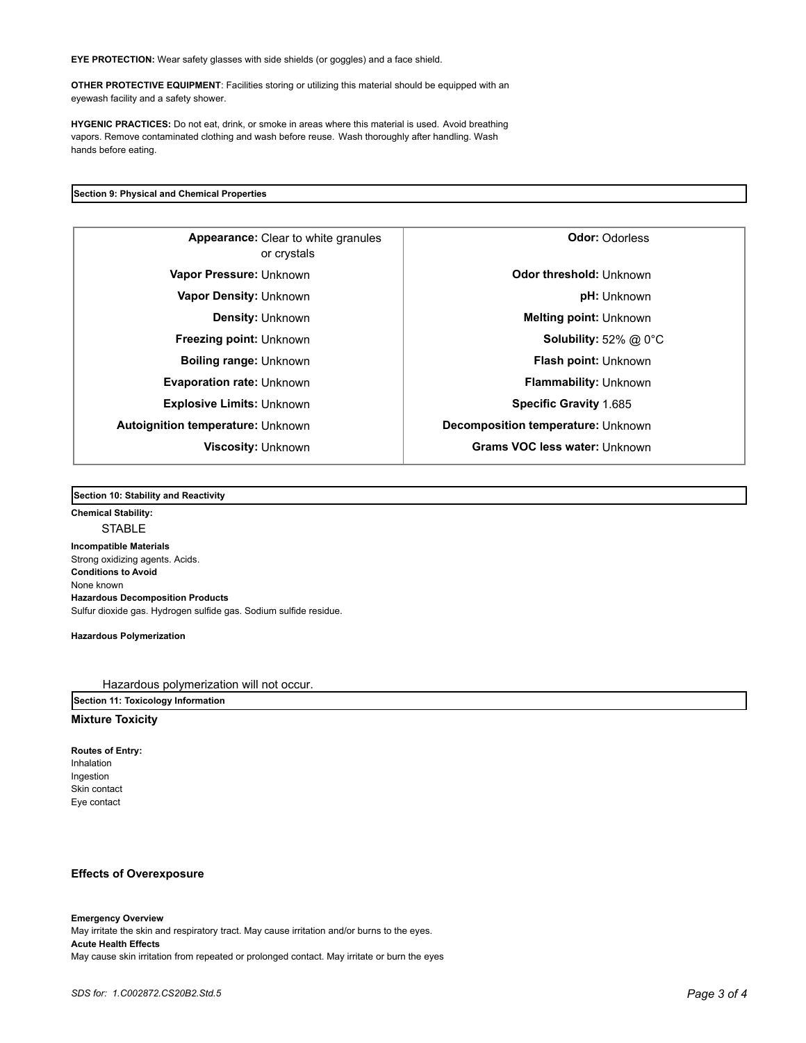**EYE PROTECTION:** Wear safety glasses with side shields (or goggles) and a face shield.

**OTHER PROTECTIVE EQUIPMENT**: Facilities storing or utilizing this material should be equipped with an eyewash facility and a safety shower.

**HYGENIC PRACTICES:** Do not eat, drink, or smoke in areas where this material is used. Avoid breathing vapors. Remove contaminated clothing and wash before reuse. Wash thoroughly after handling. Wash hands before eating.

## Section 9: Physical and Chemical Properties

| | | | |
|---|---|---|---|
| **Appearance:** | Clear to white granules or crystals | **Odor:** | Odorless |
| **Vapor Pressure:** | Unknown | **Odor threshold:** | Unknown |
| **Vapor Density:** | Unknown | **pH:** | Unknown |
| **Density:** | Unknown | **Melting point:** | Unknown |
| **Freezing point:** | Unknown | **Solubility:** | 52% @ 0°C |
| **Boiling range:** | Unknown | **Flash point:** | Unknown |
| **Evaporation rate:** | Unknown | **Flammability:** | Unknown |
| **Explosive Limits:** | Unknown | **Specific Gravity** | 1.685 |
| **Autoignition temperature:** | Unknown | **Decomposition temperature:** | Unknown |
| **Viscosity:** | Unknown | **Grams VOC less water:** | Unknown |

## Section 10: Stability and Reactivity

**Chemical Stability:**

STABLE

**Incompatible Materials**
Strong oxidizing agents. Acids.

**Conditions to Avoid**
None known

**Hazardous Decomposition Products**
Sulfur dioxide gas. Hydrogen sulfide gas. Sodium sulfide residue.

**Hazardous Polymerization**

Hazardous polymerization will not occur.

## Section 11: Toxicology Information

### Mixture Toxicity

**Routes of Entry:**
Inhalation
Ingestion
Skin contact
Eye contact

### Effects of Overexposure

**Emergency Overview**
May irritate the skin and respiratory tract. May cause irritation and/or burns to the eyes.

**Acute Health Effects**
May cause skin irritation from repeated or prolonged contact. May irritate or burn the eyes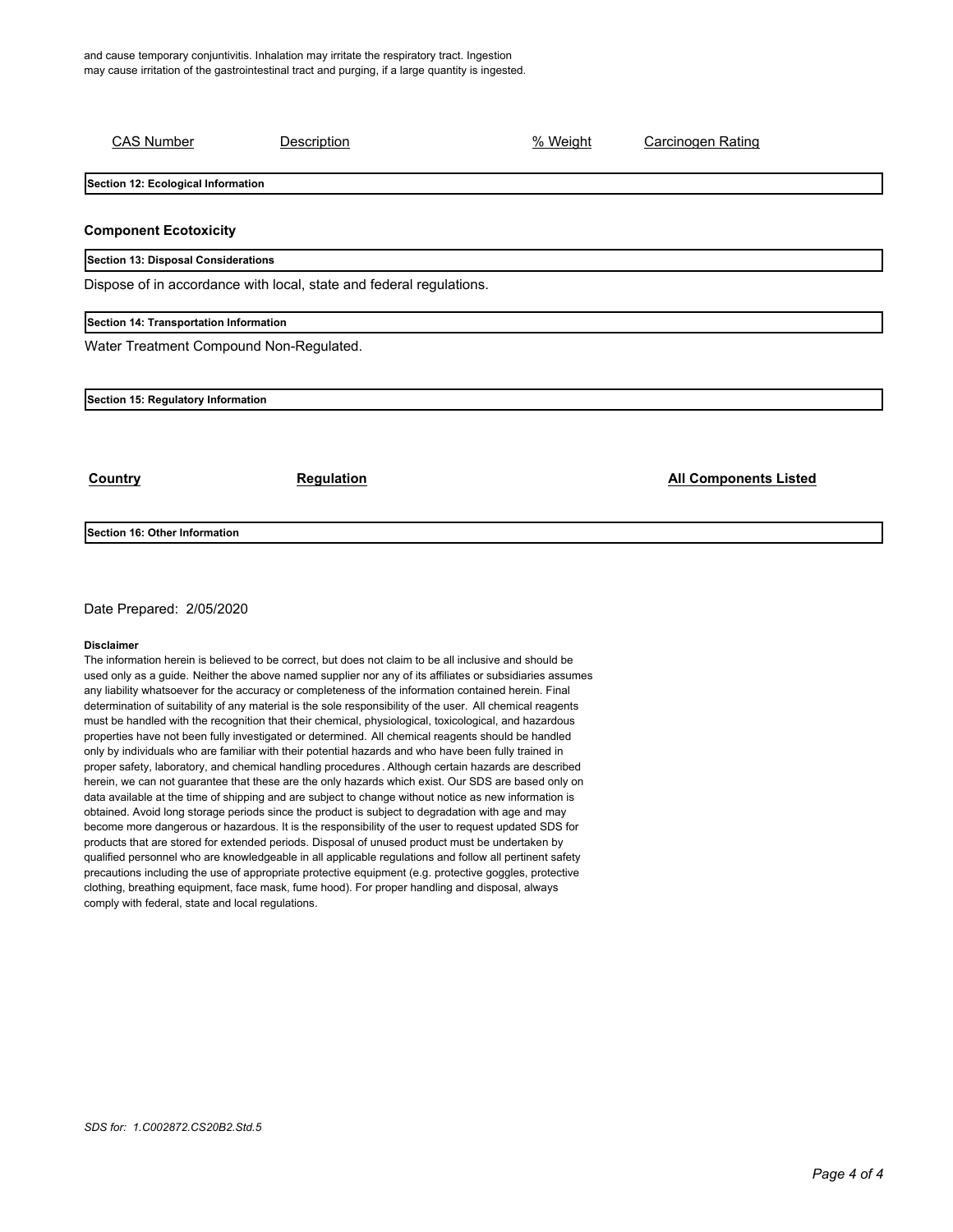and cause temporary conjuntivitis. Inhalation may irritate the respiratory tract. Ingestion may cause irritation of the gastrointestinal tract and purging, if a large quantity is ingested.

| CAS Number | Description | % Weight | Carcinogen Rating |
| --- | --- | --- | --- |

## Section 12: Ecological Information

### Component Ecotoxicity

## Section 13: Disposal Considerations

Dispose of in accordance with local, state and federal regulations.

## Section 14: Transportation Information

Water Treatment Compound Non-Regulated.

## Section 15: Regulatory Information

| Country | Regulation | All Components Listed |
| --- | --- | --- |

## Section 16: Other Information

Date Prepared: 2/05/2020

**Disclaimer**

The information herein is believed to be correct, but does not claim to be all inclusive and should be used only as a guide. Neither the above named supplier nor any of its affiliates or subsidiaries assumes any liability whatsoever for the accuracy or completeness of the information contained herein. Final determination of suitability of any material is the sole responsibility of the user. All chemical reagents must be handled with the recognition that their chemical, physiological, toxicological, and hazardous properties have not been fully investigated or determined. All chemical reagents should be handled only by individuals who are familiar with their potential hazards and who have been fully trained in proper safety, laboratory, and chemical handling procedures. Although certain hazards are described herein, we can not guarantee that these are the only hazards which exist. Our SDS are based only on data available at the time of shipping and are subject to change without notice as new information is obtained. Avoid long storage periods since the product is subject to degradation with age and may become more dangerous or hazardous. It is the responsibility of the user to request updated SDS for products that are stored for extended periods. Disposal of unused product must be undertaken by qualified personnel who are knowledgeable in all applicable regulations and follow all pertinent safety precautions including the use of appropriate protective equipment (e.g. protective goggles, protective clothing, breathing equipment, face mask, fume hood). For proper handling and disposal, always comply with federal, state and local regulations.

*SDS for: 1.C002872.CS20B2.Std.5*